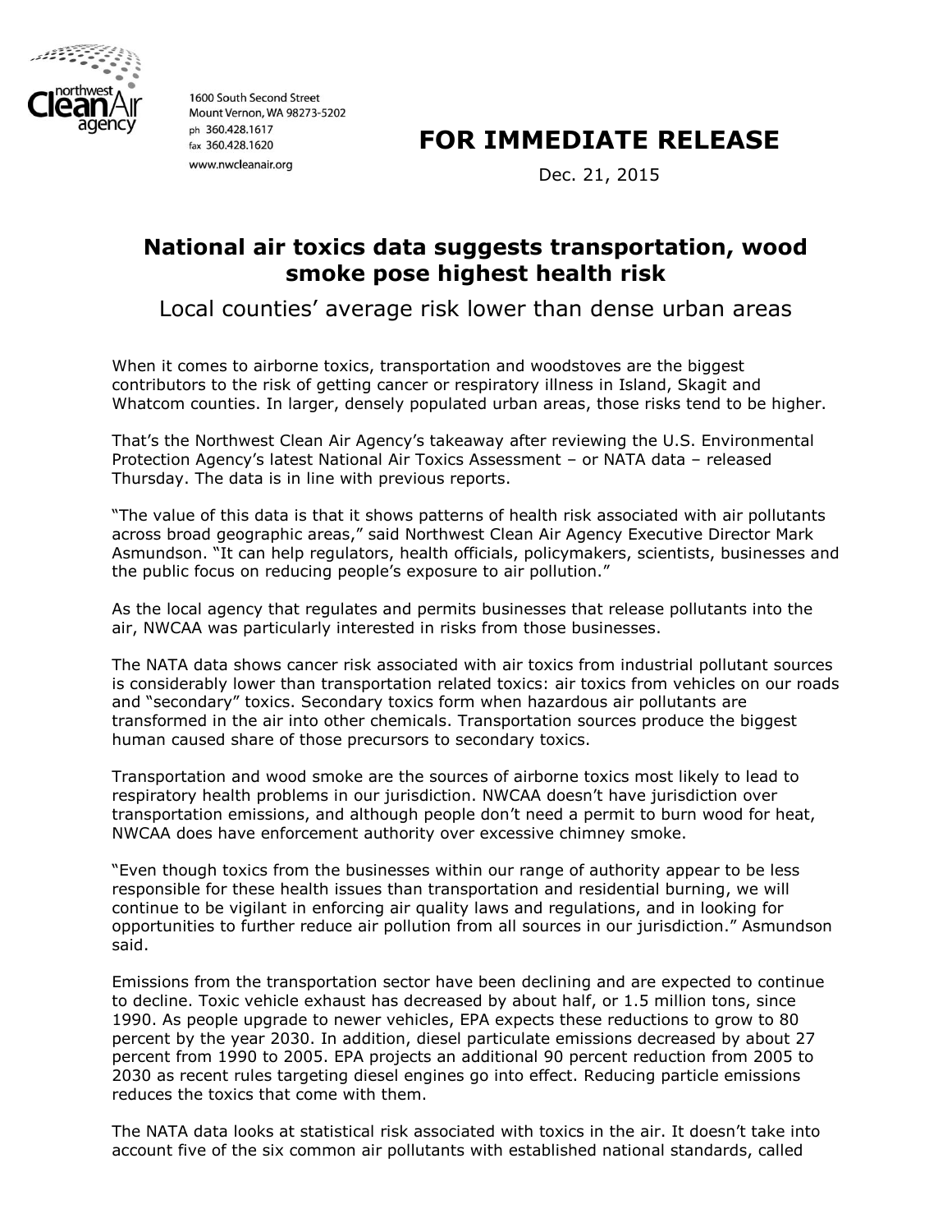northwest Clean Air agency

1600 South Second Street
Mount Vernon, WA 98273-5202
ph 360.428.1617
fax 360.428.1620
www.nwcleanair.org

**FOR IMMEDIATE RELEASE**

Dec. 21, 2015

# National air toxics data suggests transportation, wood smoke pose highest health risk

## Local counties' average risk lower than dense urban areas

When it comes to airborne toxics, transportation and woodstoves are the biggest contributors to the risk of getting cancer or respiratory illness in Island, Skagit and Whatcom counties. In larger, densely populated urban areas, those risks tend to be higher.

That's the Northwest Clean Air Agency's takeaway after reviewing the U.S. Environmental Protection Agency's latest National Air Toxics Assessment – or NATA data – released Thursday. The data is in line with previous reports.

"The value of this data is that it shows patterns of health risk associated with air pollutants across broad geographic areas," said Northwest Clean Air Agency Executive Director Mark Asmundson. "It can help regulators, health officials, policymakers, scientists, businesses and the public focus on reducing people's exposure to air pollution."

As the local agency that regulates and permits businesses that release pollutants into the air, NWCAA was particularly interested in risks from those businesses.

The NATA data shows cancer risk associated with air toxics from industrial pollutant sources is considerably lower than transportation related toxics: air toxics from vehicles on our roads and "secondary" toxics. Secondary toxics form when hazardous air pollutants are transformed in the air into other chemicals. Transportation sources produce the biggest human caused share of those precursors to secondary toxics.

Transportation and wood smoke are the sources of airborne toxics most likely to lead to respiratory health problems in our jurisdiction. NWCAA doesn't have jurisdiction over transportation emissions, and although people don't need a permit to burn wood for heat, NWCAA does have enforcement authority over excessive chimney smoke.

"Even though toxics from the businesses within our range of authority appear to be less responsible for these health issues than transportation and residential burning, we will continue to be vigilant in enforcing air quality laws and regulations, and in looking for opportunities to further reduce air pollution from all sources in our jurisdiction." Asmundson said.

Emissions from the transportation sector have been declining and are expected to continue to decline. Toxic vehicle exhaust has decreased by about half, or 1.5 million tons, since 1990. As people upgrade to newer vehicles, EPA expects these reductions to grow to 80 percent by the year 2030. In addition, diesel particulate emissions decreased by about 27 percent from 1990 to 2005. EPA projects an additional 90 percent reduction from 2005 to 2030 as recent rules targeting diesel engines go into effect. Reducing particle emissions reduces the toxics that come with them.

The NATA data looks at statistical risk associated with toxics in the air. It doesn't take into account five of the six common air pollutants with established national standards, called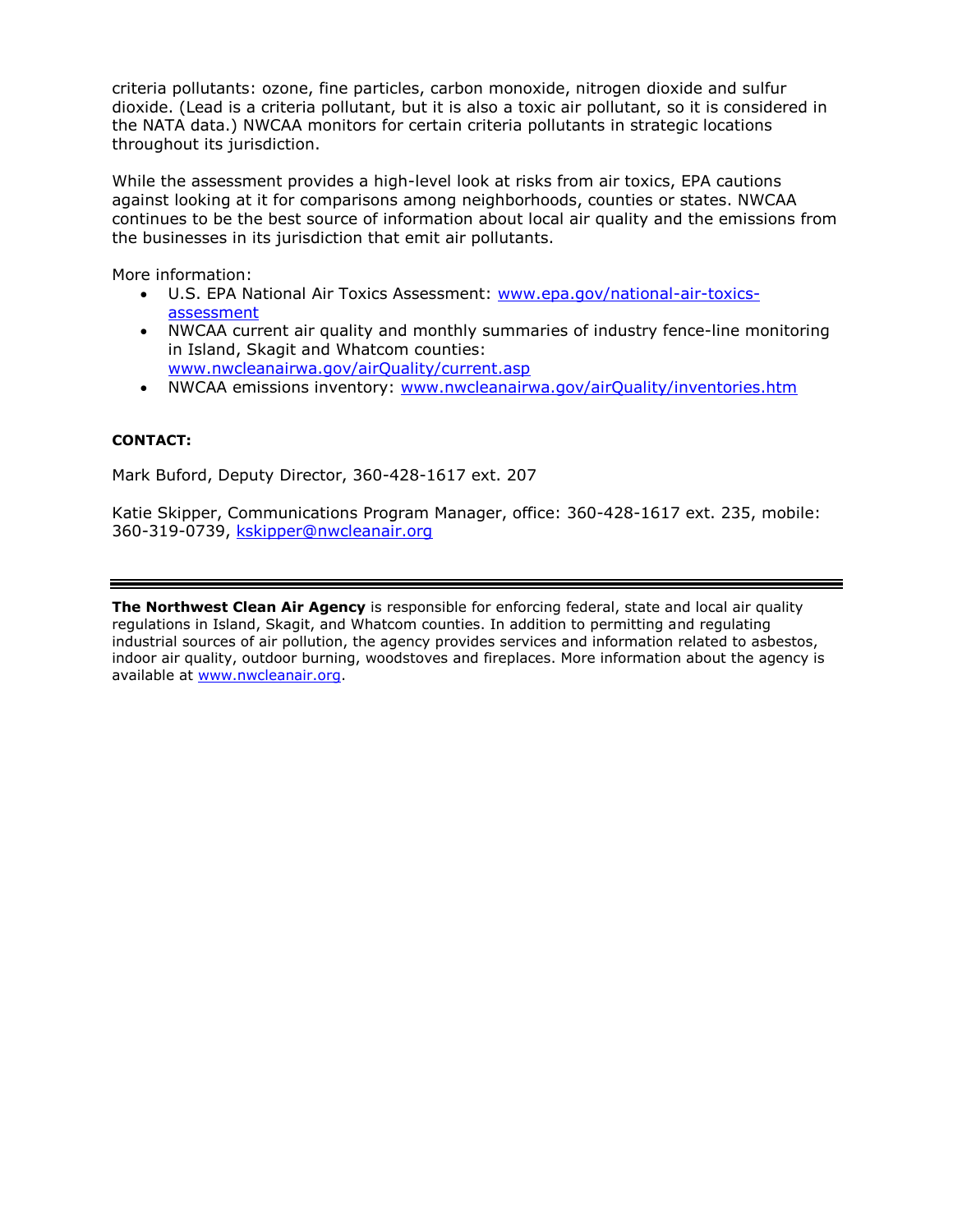criteria pollutants: ozone, fine particles, carbon monoxide, nitrogen dioxide and sulfur dioxide. (Lead is a criteria pollutant, but it is also a toxic air pollutant, so it is considered in the NATA data.) NWCAA monitors for certain criteria pollutants in strategic locations throughout its jurisdiction.

While the assessment provides a high-level look at risks from air toxics, EPA cautions against looking at it for comparisons among neighborhoods, counties or states. NWCAA continues to be the best source of information about local air quality and the emissions from the businesses in its jurisdiction that emit air pollutants.

More information:

- U.S. EPA National Air Toxics Assessment: [www.epa.gov/national-air-toxics-assessment](www.epa.gov/national-air-toxics-assessment)
- NWCAA current air quality and monthly summaries of industry fence-line monitoring in Island, Skagit and Whatcom counties: [www.nwcleanairwa.gov/airQuality/current.asp](www.nwcleanairwa.gov/airQuality/current.asp)
- NWCAA emissions inventory: [www.nwcleanairwa.gov/airQuality/inventories.htm](www.nwcleanairwa.gov/airQuality/inventories.htm)

**CONTACT:**

Mark Buford, Deputy Director, 360-428-1617 ext. 207

Katie Skipper, Communications Program Manager, office: 360-428-1617 ext. 235, mobile: 360-319-0739, [kskipper@nwcleanair.org](mailto:kskipper@nwcleanair.org)

---

**The Northwest Clean Air Agency** is responsible for enforcing federal, state and local air quality regulations in Island, Skagit, and Whatcom counties. In addition to permitting and regulating industrial sources of air pollution, the agency provides services and information related to asbestos, indoor air quality, outdoor burning, woodstoves and fireplaces. More information about the agency is available at [www.nwcleanair.org](www.nwcleanair.org).